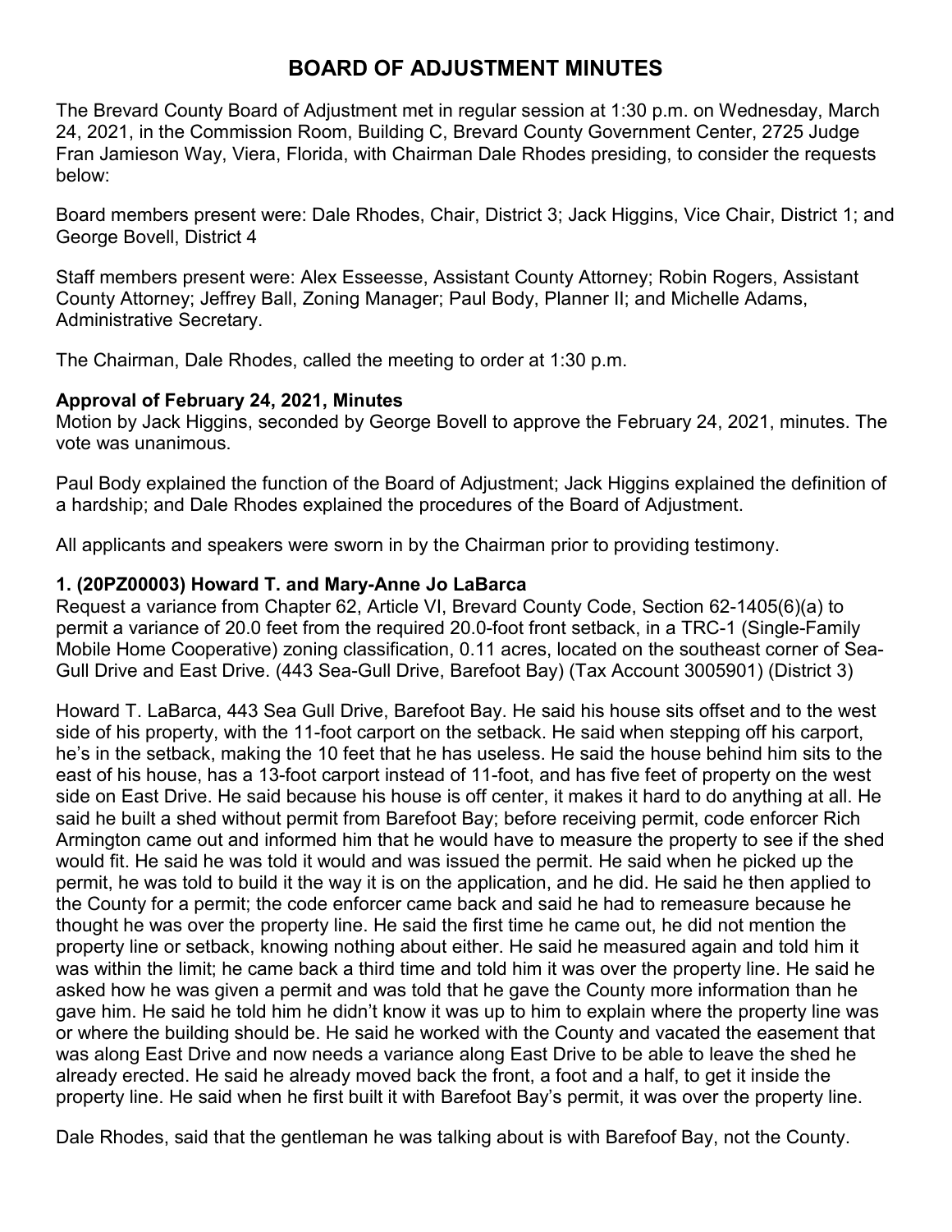# BOARD OF ADJUSTMENT MINUTES

The Brevard County Board of Adjustment met in regular session at 1:30 p.m. on Wednesday, March 24, 2021, in the Commission Room, Building C, Brevard County Government Center, 2725 Judge Fran Jamieson Way, Viera, Florida, with Chairman Dale Rhodes presiding, to consider the requests below:

Board members present were: Dale Rhodes, Chair, District 3; Jack Higgins, Vice Chair, District 1; and George Bovell, District 4

Staff members present were: Alex Esseesse, Assistant County Attorney; Robin Rogers, Assistant County Attorney; Jeffrey Ball, Zoning Manager; Paul Body, Planner II; and Michelle Adams, Administrative Secretary.

The Chairman, Dale Rhodes, called the meeting to order at 1:30 p.m.

**Approval of February 24, 2021, Minutes**

Motion by Jack Higgins, seconded by George Bovell to approve the February 24, 2021, minutes. The vote was unanimous.

Paul Body explained the function of the Board of Adjustment; Jack Higgins explained the definition of a hardship; and Dale Rhodes explained the procedures of the Board of Adjustment.

All applicants and speakers were sworn in by the Chairman prior to providing testimony.

**1. (20PZ00003) Howard T. and Mary-Anne Jo LaBarca**

Request a variance from Chapter 62, Article VI, Brevard County Code, Section 62-1405(6)(a) to permit a variance of 20.0 feet from the required 20.0-foot front setback, in a TRC-1 (Single-Family Mobile Home Cooperative) zoning classification, 0.11 acres, located on the southeast corner of Sea-Gull Drive and East Drive. (443 Sea-Gull Drive, Barefoot Bay) (Tax Account 3005901) (District 3)

Howard T. LaBarca, 443 Sea Gull Drive, Barefoot Bay. He said his house sits offset and to the west side of his property, with the 11-foot carport on the setback. He said when stepping off his carport, he's in the setback, making the 10 feet that he has useless. He said the house behind him sits to the east of his house, has a 13-foot carport instead of 11-foot, and has five feet of property on the west side on East Drive. He said because his house is off center, it makes it hard to do anything at all. He said he built a shed without permit from Barefoot Bay; before receiving permit, code enforcer Rich Armington came out and informed him that he would have to measure the property to see if the shed would fit. He said he was told it would and was issued the permit. He said when he picked up the permit, he was told to build it the way it is on the application, and he did. He said he then applied to the County for a permit; the code enforcer came back and said he had to remeasure because he thought he was over the property line. He said the first time he came out, he did not mention the property line or setback, knowing nothing about either. He said he measured again and told him it was within the limit; he came back a third time and told him it was over the property line. He said he asked how he was given a permit and was told that he gave the County more information than he gave him. He said he told him he didn't know it was up to him to explain where the property line was or where the building should be. He said he worked with the County and vacated the easement that was along East Drive and now needs a variance along East Drive to be able to leave the shed he already erected. He said he already moved back the front, a foot and a half, to get it inside the property line. He said when he first built it with Barefoot Bay's permit, it was over the property line.

Dale Rhodes, said that the gentleman he was talking about is with Barefoof Bay, not the County.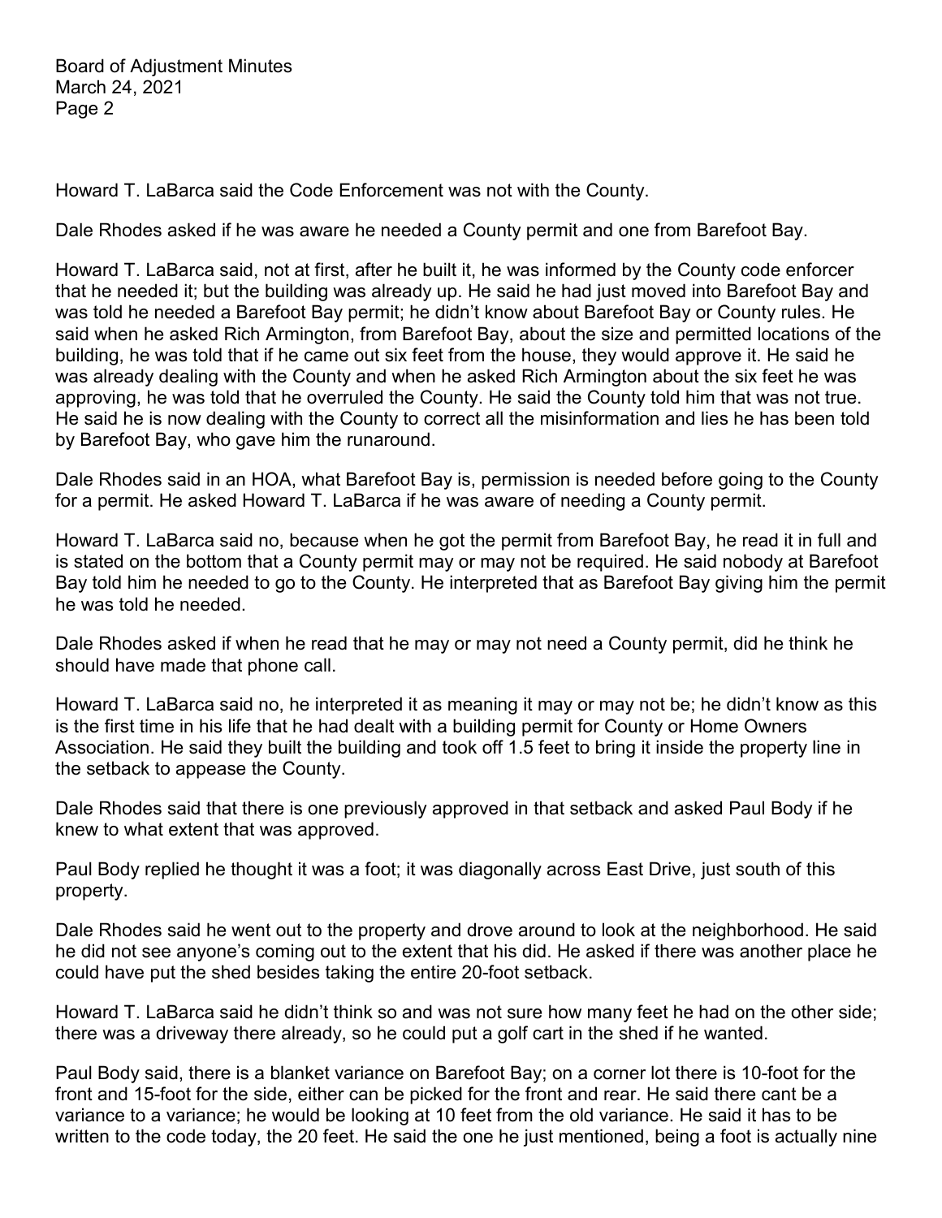Howard T. LaBarca said the Code Enforcement was not with the County.

Dale Rhodes asked if he was aware he needed a County permit and one from Barefoot Bay.

Howard T. LaBarca said, not at first, after he built it, he was informed by the County code enforcer that he needed it; but the building was already up. He said he had just moved into Barefoot Bay and was told he needed a Barefoot Bay permit; he didn't know about Barefoot Bay or County rules. He said when he asked Rich Armington, from Barefoot Bay, about the size and permitted locations of the building, he was told that if he came out six feet from the house, they would approve it. He said he was already dealing with the County and when he asked Rich Armington about the six feet he was approving, he was told that he overruled the County. He said the County told him that was not true. He said he is now dealing with the County to correct all the misinformation and lies he has been told by Barefoot Bay, who gave him the runaround.

Dale Rhodes said in an HOA, what Barefoot Bay is, permission is needed before going to the County for a permit. He asked Howard T. LaBarca if he was aware of needing a County permit.

Howard T. LaBarca said no, because when he got the permit from Barefoot Bay, he read it in full and is stated on the bottom that a County permit may or may not be required. He said nobody at Barefoot Bay told him he needed to go to the County. He interpreted that as Barefoot Bay giving him the permit he was told he needed.

Dale Rhodes asked if when he read that he may or may not need a County permit, did he think he should have made that phone call.

Howard T. LaBarca said no, he interpreted it as meaning it may or may not be; he didn't know as this is the first time in his life that he had dealt with a building permit for County or Home Owners Association. He said they built the building and took off 1.5 feet to bring it inside the property line in the setback to appease the County.

Dale Rhodes said that there is one previously approved in that setback and asked Paul Body if he knew to what extent that was approved.

Paul Body replied he thought it was a foot; it was diagonally across East Drive, just south of this property.

Dale Rhodes said he went out to the property and drove around to look at the neighborhood. He said he did not see anyone's coming out to the extent that his did. He asked if there was another place he could have put the shed besides taking the entire 20-foot setback.

Howard T. LaBarca said he didn't think so and was not sure how many feet he had on the other side; there was a driveway there already, so he could put a golf cart in the shed if he wanted.

Paul Body said, there is a blanket variance on Barefoot Bay; on a corner lot there is 10-foot for the front and 15-foot for the side, either can be picked for the front and rear. He said there cant be a variance to a variance; he would be looking at 10 feet from the old variance. He said it has to be written to the code today, the 20 feet. He said the one he just mentioned, being a foot is actually nine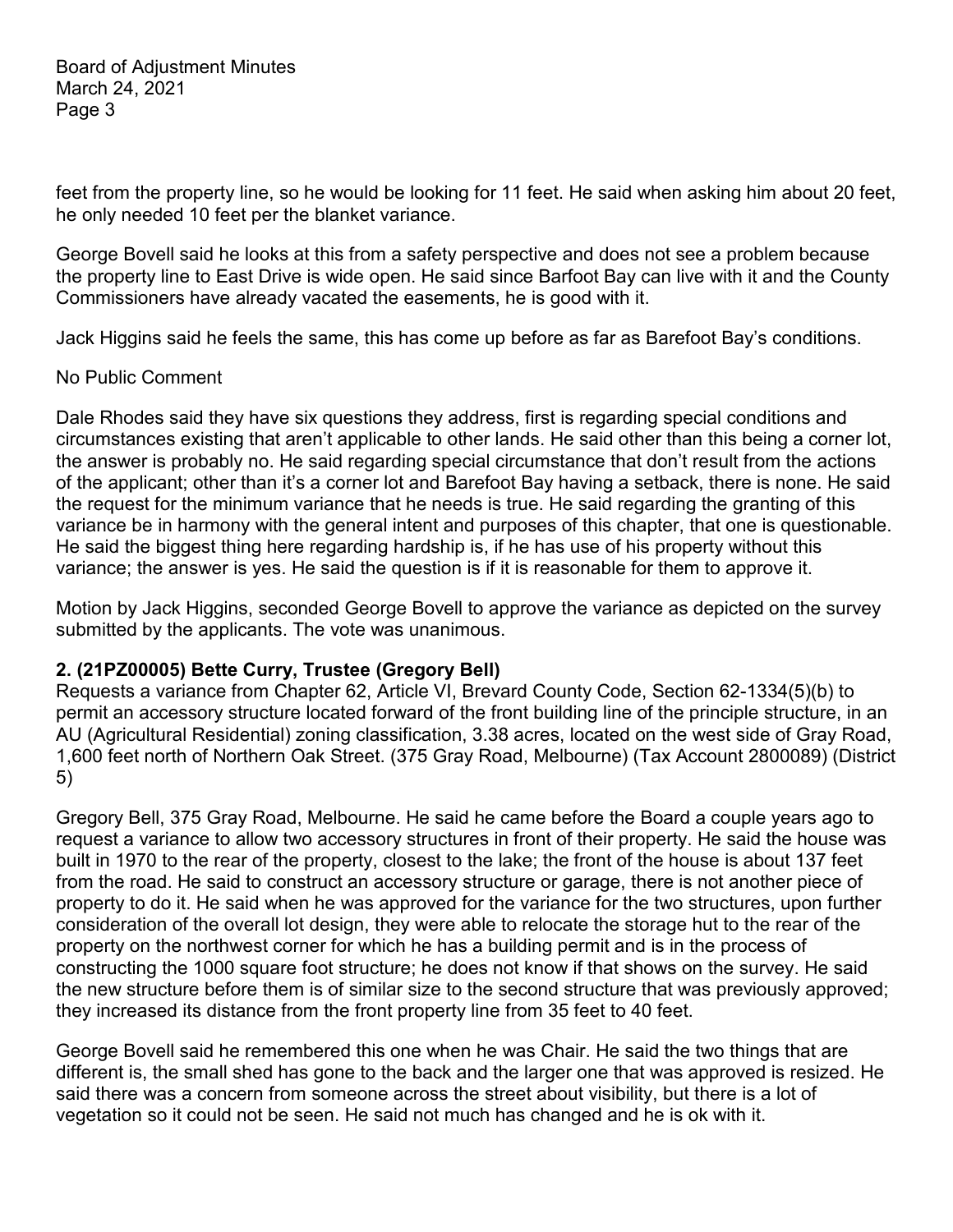feet from the property line, so he would be looking for 11 feet. He said when asking him about 20 feet, he only needed 10 feet per the blanket variance.

George Bovell said he looks at this from a safety perspective and does not see a problem because the property line to East Drive is wide open. He said since Barfoot Bay can live with it and the County Commissioners have already vacated the easements, he is good with it.

Jack Higgins said he feels the same, this has come up before as far as Barefoot Bay's conditions.

No Public Comment

Dale Rhodes said they have six questions they address, first is regarding special conditions and circumstances existing that aren't applicable to other lands. He said other than this being a corner lot, the answer is probably no. He said regarding special circumstance that don't result from the actions of the applicant; other than it's a corner lot and Barefoot Bay having a setback, there is none. He said the request for the minimum variance that he needs is true. He said regarding the granting of this variance be in harmony with the general intent and purposes of this chapter, that one is questionable. He said the biggest thing here regarding hardship is, if he has use of his property without this variance; the answer is yes. He said the question is if it is reasonable for them to approve it.

Motion by Jack Higgins, seconded George Bovell to approve the variance as depicted on the survey submitted by the applicants. The vote was unanimous.

**2. (21PZ00005) Bette Curry, Trustee (Gregory Bell)**

Requests a variance from Chapter 62, Article VI, Brevard County Code, Section 62-1334(5)(b) to permit an accessory structure located forward of the front building line of the principle structure, in an AU (Agricultural Residential) zoning classification, 3.38 acres, located on the west side of Gray Road, 1,600 feet north of Northern Oak Street. (375 Gray Road, Melbourne) (Tax Account 2800089) (District 5)

Gregory Bell, 375 Gray Road, Melbourne. He said he came before the Board a couple years ago to request a variance to allow two accessory structures in front of their property. He said the house was built in 1970 to the rear of the property, closest to the lake; the front of the house is about 137 feet from the road. He said to construct an accessory structure or garage, there is not another piece of property to do it. He said when he was approved for the variance for the two structures, upon further consideration of the overall lot design, they were able to relocate the storage hut to the rear of the property on the northwest corner for which he has a building permit and is in the process of constructing the 1000 square foot structure; he does not know if that shows on the survey. He said the new structure before them is of similar size to the second structure that was previously approved; they increased its distance from the front property line from 35 feet to 40 feet.

George Bovell said he remembered this one when he was Chair. He said the two things that are different is, the small shed has gone to the back and the larger one that was approved is resized. He said there was a concern from someone across the street about visibility, but there is a lot of vegetation so it could not be seen. He said not much has changed and he is ok with it.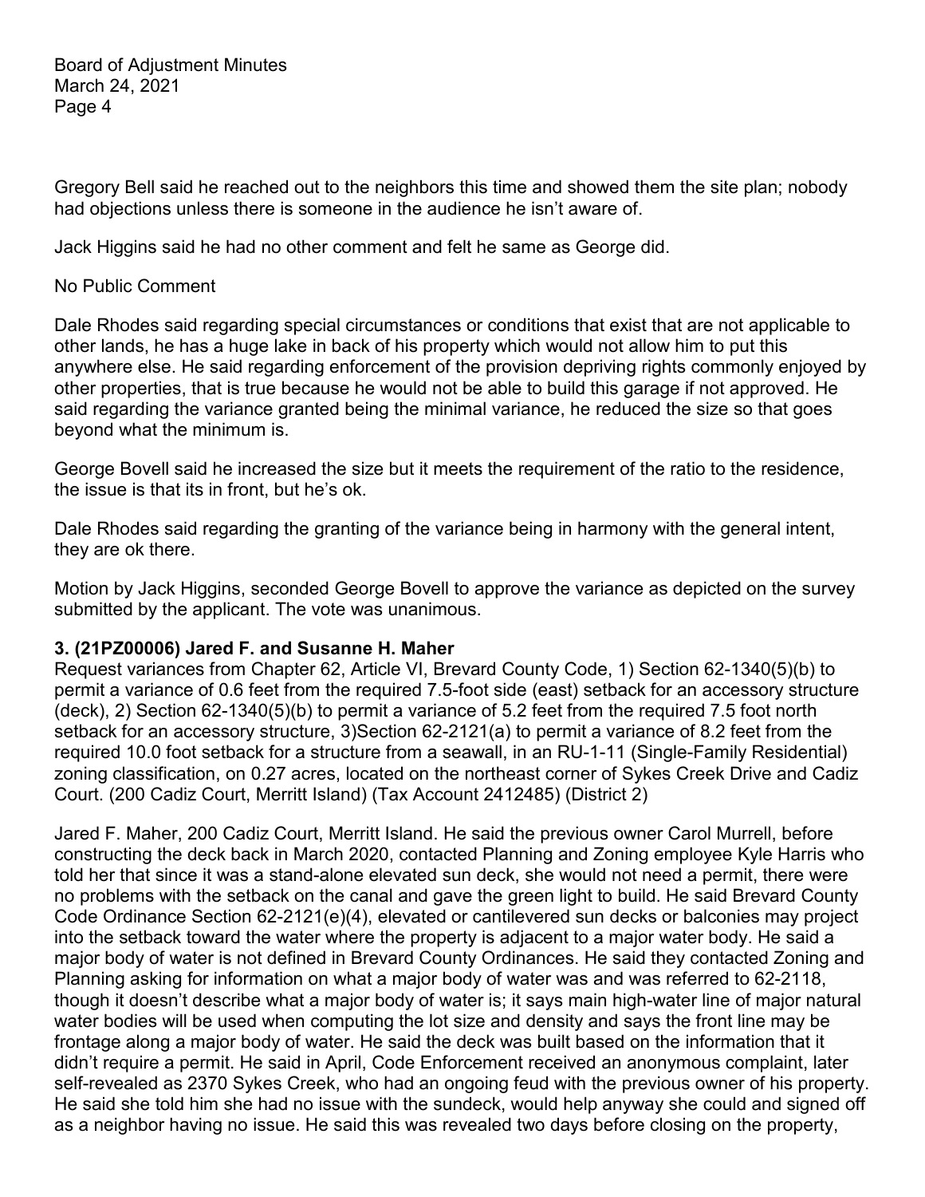Gregory Bell said he reached out to the neighbors this time and showed them the site plan; nobody had objections unless there is someone in the audience he isn't aware of.

Jack Higgins said he had no other comment and felt he same as George did.

No Public Comment

Dale Rhodes said regarding special circumstances or conditions that exist that are not applicable to other lands, he has a huge lake in back of his property which would not allow him to put this anywhere else. He said regarding enforcement of the provision depriving rights commonly enjoyed by other properties, that is true because he would not be able to build this garage if not approved. He said regarding the variance granted being the minimal variance, he reduced the size so that goes beyond what the minimum is.

George Bovell said he increased the size but it meets the requirement of the ratio to the residence, the issue is that its in front, but he's ok.

Dale Rhodes said regarding the granting of the variance being in harmony with the general intent, they are ok there.

Motion by Jack Higgins, seconded George Bovell to approve the variance as depicted on the survey submitted by the applicant. The vote was unanimous.

**3. (21PZ00006) Jared F. and Susanne H. Maher**

Request variances from Chapter 62, Article VI, Brevard County Code, 1) Section 62-1340(5)(b) to permit a variance of 0.6 feet from the required 7.5-foot side (east) setback for an accessory structure (deck), 2) Section 62-1340(5)(b) to permit a variance of 5.2 feet from the required 7.5 foot north setback for an accessory structure, 3)Section 62-2121(a) to permit a variance of 8.2 feet from the required 10.0 foot setback for a structure from a seawall, in an RU-1-11 (Single-Family Residential) zoning classification, on 0.27 acres, located on the northeast corner of Sykes Creek Drive and Cadiz Court. (200 Cadiz Court, Merritt Island) (Tax Account 2412485) (District 2)

Jared F. Maher, 200 Cadiz Court, Merritt Island. He said the previous owner Carol Murrell, before constructing the deck back in March 2020, contacted Planning and Zoning employee Kyle Harris who told her that since it was a stand-alone elevated sun deck, she would not need a permit, there were no problems with the setback on the canal and gave the green light to build. He said Brevard County Code Ordinance Section 62-2121(e)(4), elevated or cantilevered sun decks or balconies may project into the setback toward the water where the property is adjacent to a major water body. He said a major body of water is not defined in Brevard County Ordinances. He said they contacted Zoning and Planning asking for information on what a major body of water was and was referred to 62-2118, though it doesn't describe what a major body of water is; it says main high-water line of major natural water bodies will be used when computing the lot size and density and says the front line may be frontage along a major body of water. He said the deck was built based on the information that it didn't require a permit. He said in April, Code Enforcement received an anonymous complaint, later self-revealed as 2370 Sykes Creek, who had an ongoing feud with the previous owner of his property. He said she told him she had no issue with the sundeck, would help anyway she could and signed off as a neighbor having no issue. He said this was revealed two days before closing on the property,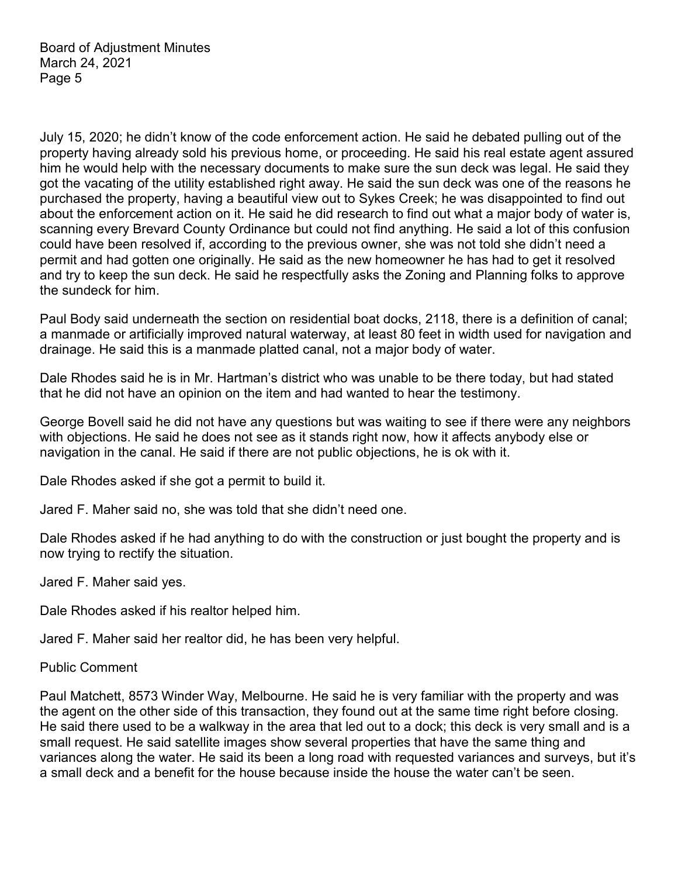July 15, 2020; he didn't know of the code enforcement action. He said he debated pulling out of the property having already sold his previous home, or proceeding. He said his real estate agent assured him he would help with the necessary documents to make sure the sun deck was legal. He said they got the vacating of the utility established right away. He said the sun deck was one of the reasons he purchased the property, having a beautiful view out to Sykes Creek; he was disappointed to find out about the enforcement action on it. He said he did research to find out what a major body of water is, scanning every Brevard County Ordinance but could not find anything. He said a lot of this confusion could have been resolved if, according to the previous owner, she was not told she didn't need a permit and had gotten one originally. He said as the new homeowner he has had to get it resolved and try to keep the sun deck. He said he respectfully asks the Zoning and Planning folks to approve the sundeck for him.

Paul Body said underneath the section on residential boat docks, 2118, there is a definition of canal; a manmade or artificially improved natural waterway, at least 80 feet in width used for navigation and drainage. He said this is a manmade platted canal, not a major body of water.

Dale Rhodes said he is in Mr. Hartman's district who was unable to be there today, but had stated that he did not have an opinion on the item and had wanted to hear the testimony.

George Bovell said he did not have any questions but was waiting to see if there were any neighbors with objections. He said he does not see as it stands right now, how it affects anybody else or navigation in the canal. He said if there are not public objections, he is ok with it.

Dale Rhodes asked if she got a permit to build it.

Jared F. Maher said no, she was told that she didn't need one.

Dale Rhodes asked if he had anything to do with the construction or just bought the property and is now trying to rectify the situation.

Jared F. Maher said yes.

Dale Rhodes asked if his realtor helped him.

Jared F. Maher said her realtor did, he has been very helpful.

Public Comment

Paul Matchett, 8573 Winder Way, Melbourne. He said he is very familiar with the property and was the agent on the other side of this transaction, they found out at the same time right before closing. He said there used to be a walkway in the area that led out to a dock; this deck is very small and is a small request. He said satellite images show several properties that have the same thing and variances along the water. He said its been a long road with requested variances and surveys, but it's a small deck and a benefit for the house because inside the house the water can't be seen.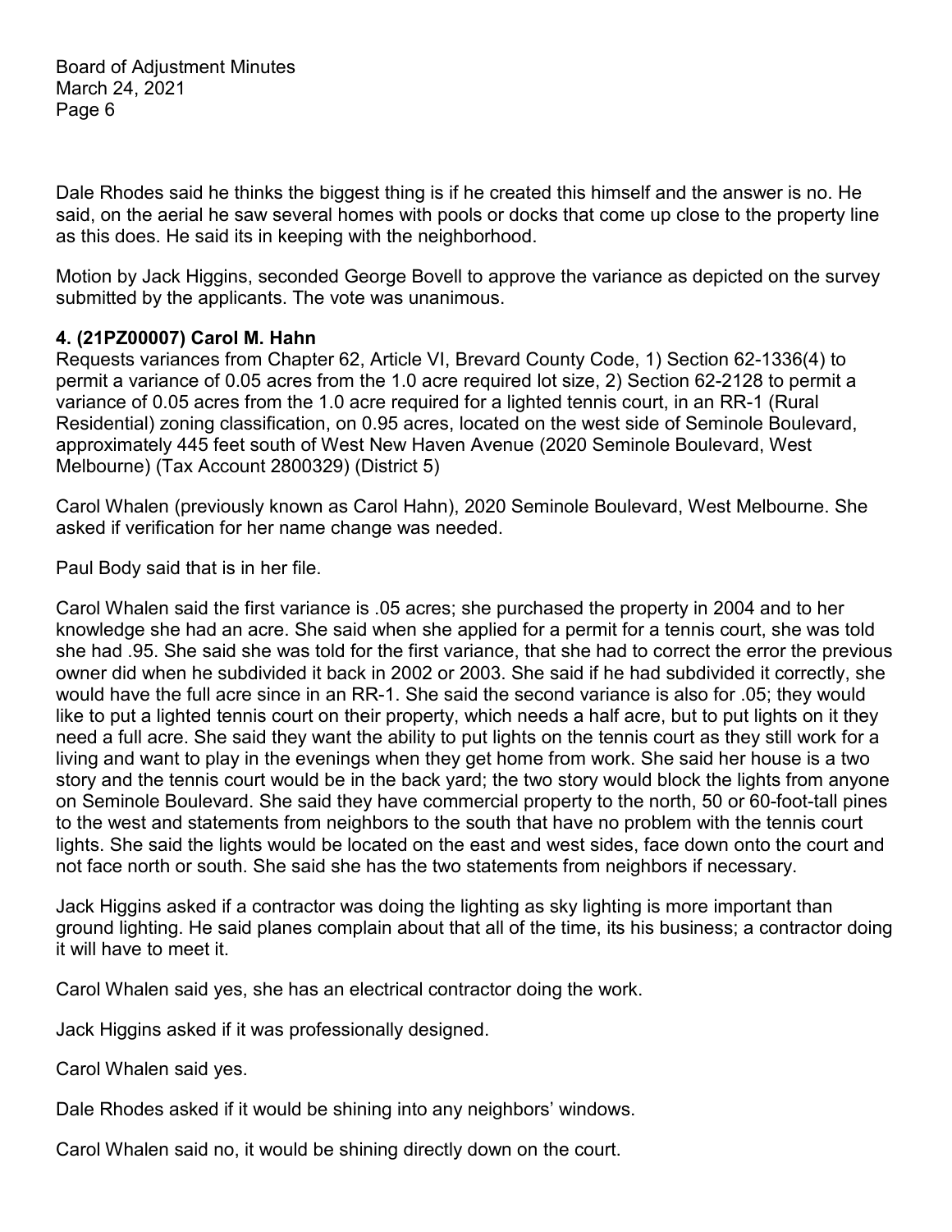Dale Rhodes said he thinks the biggest thing is if he created this himself and the answer is no. He said, on the aerial he saw several homes with pools or docks that come up close to the property line as this does. He said its in keeping with the neighborhood.

Motion by Jack Higgins, seconded George Bovell to approve the variance as depicted on the survey submitted by the applicants. The vote was unanimous.

**4. (21PZ00007) Carol M. Hahn**

Requests variances from Chapter 62, Article VI, Brevard County Code, 1) Section 62-1336(4) to permit a variance of 0.05 acres from the 1.0 acre required lot size, 2) Section 62-2128 to permit a variance of 0.05 acres from the 1.0 acre required for a lighted tennis court, in an RR-1 (Rural Residential) zoning classification, on 0.95 acres, located on the west side of Seminole Boulevard, approximately 445 feet south of West New Haven Avenue (2020 Seminole Boulevard, West Melbourne) (Tax Account 2800329) (District 5)

Carol Whalen (previously known as Carol Hahn), 2020 Seminole Boulevard, West Melbourne. She asked if verification for her name change was needed.

Paul Body said that is in her file.

Carol Whalen said the first variance is .05 acres; she purchased the property in 2004 and to her knowledge she had an acre. She said when she applied for a permit for a tennis court, she was told she had .95. She said she was told for the first variance, that she had to correct the error the previous owner did when he subdivided it back in 2002 or 2003. She said if he had subdivided it correctly, she would have the full acre since in an RR-1. She said the second variance is also for .05; they would like to put a lighted tennis court on their property, which needs a half acre, but to put lights on it they need a full acre. She said they want the ability to put lights on the tennis court as they still work for a living and want to play in the evenings when they get home from work. She said her house is a two story and the tennis court would be in the back yard; the two story would block the lights from anyone on Seminole Boulevard. She said they have commercial property to the north, 50 or 60-foot-tall pines to the west and statements from neighbors to the south that have no problem with the tennis court lights. She said the lights would be located on the east and west sides, face down onto the court and not face north or south. She said she has the two statements from neighbors if necessary.

Jack Higgins asked if a contractor was doing the lighting as sky lighting is more important than ground lighting. He said planes complain about that all of the time, its his business; a contractor doing it will have to meet it.

Carol Whalen said yes, she has an electrical contractor doing the work.

Jack Higgins asked if it was professionally designed.

Carol Whalen said yes.

Dale Rhodes asked if it would be shining into any neighbors' windows.

Carol Whalen said no, it would be shining directly down on the court.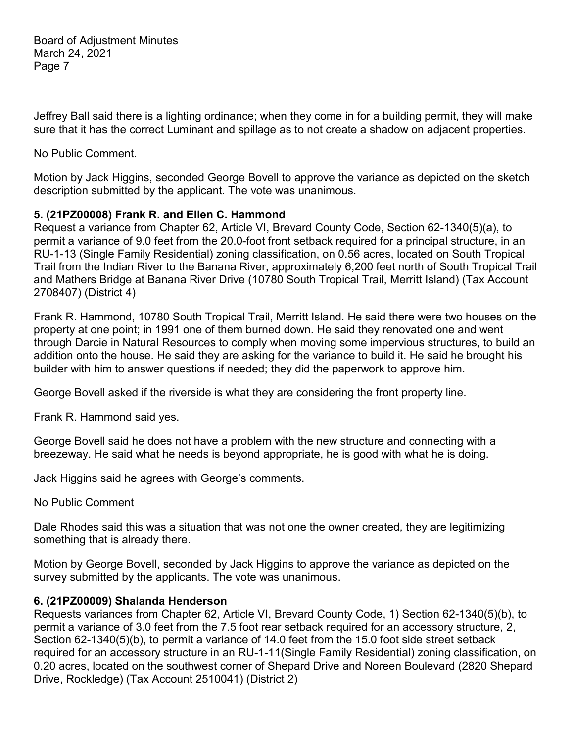Jeffrey Ball said there is a lighting ordinance; when they come in for a building permit, they will make sure that it has the correct Luminant and spillage as to not create a shadow on adjacent properties.

No Public Comment.

Motion by Jack Higgins, seconded George Bovell to approve the variance as depicted on the sketch description submitted by the applicant. The vote was unanimous.

**5. (21PZ00008) Frank R. and Ellen C. Hammond**

Request a variance from Chapter 62, Article VI, Brevard County Code, Section 62-1340(5)(a), to permit a variance of 9.0 feet from the 20.0-foot front setback required for a principal structure, in an RU-1-13 (Single Family Residential) zoning classification, on 0.56 acres, located on South Tropical Trail from the Indian River to the Banana River, approximately 6,200 feet north of South Tropical Trail and Mathers Bridge at Banana River Drive (10780 South Tropical Trail, Merritt Island) (Tax Account 2708407) (District 4)

Frank R. Hammond, 10780 South Tropical Trail, Merritt Island. He said there were two houses on the property at one point; in 1991 one of them burned down. He said they renovated one and went through Darcie in Natural Resources to comply when moving some impervious structures, to build an addition onto the house. He said they are asking for the variance to build it. He said he brought his builder with him to answer questions if needed; they did the paperwork to approve him.

George Bovell asked if the riverside is what they are considering the front property line.

Frank R. Hammond said yes.

George Bovell said he does not have a problem with the new structure and connecting with a breezeway. He said what he needs is beyond appropriate, he is good with what he is doing.

Jack Higgins said he agrees with George's comments.

No Public Comment

Dale Rhodes said this was a situation that was not one the owner created, they are legitimizing something that is already there.

Motion by George Bovell, seconded by Jack Higgins to approve the variance as depicted on the survey submitted by the applicants. The vote was unanimous.

**6. (21PZ00009) Shalanda Henderson**

Requests variances from Chapter 62, Article VI, Brevard County Code, 1) Section 62-1340(5)(b), to permit a variance of 3.0 feet from the 7.5 foot rear setback required for an accessory structure, 2, Section 62-1340(5)(b), to permit a variance of 14.0 feet from the 15.0 foot side street setback required for an accessory structure in an RU-1-11(Single Family Residential) zoning classification, on 0.20 acres, located on the southwest corner of Shepard Drive and Noreen Boulevard (2820 Shepard Drive, Rockledge) (Tax Account 2510041) (District 2)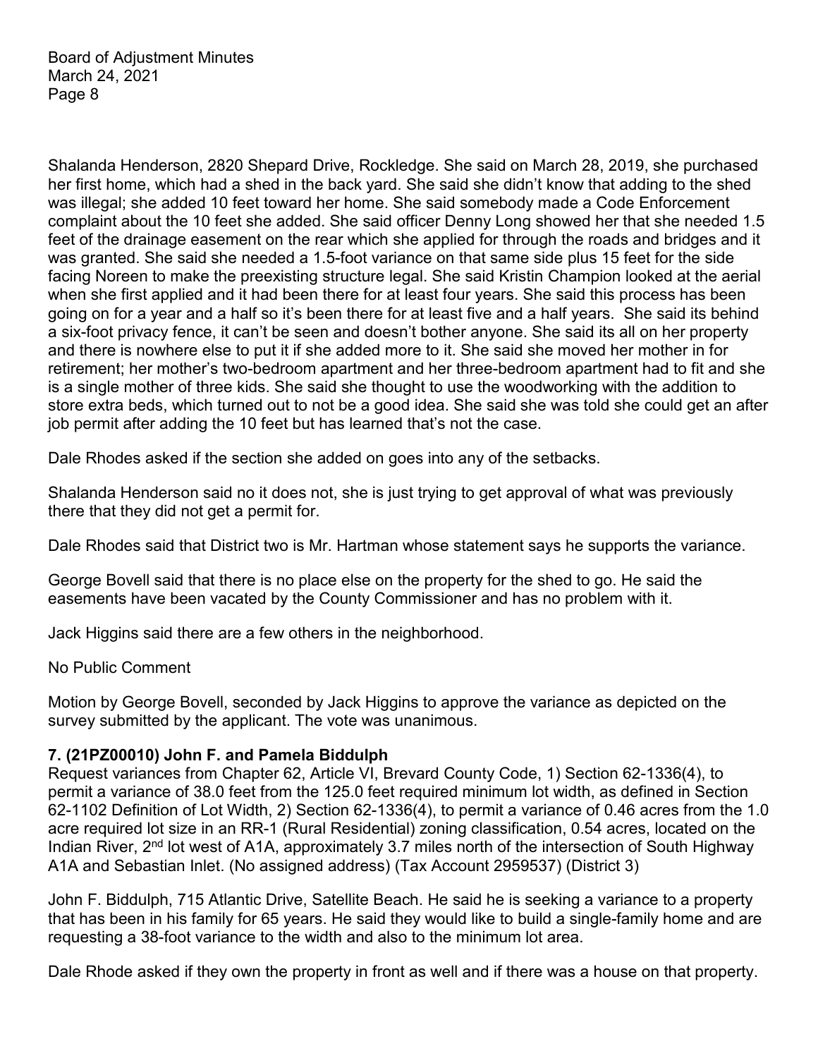Shalanda Henderson, 2820 Shepard Drive, Rockledge. She said on March 28, 2019, she purchased her first home, which had a shed in the back yard. She said she didn't know that adding to the shed was illegal; she added 10 feet toward her home. She said somebody made a Code Enforcement complaint about the 10 feet she added. She said officer Denny Long showed her that she needed 1.5 feet of the drainage easement on the rear which she applied for through the roads and bridges and it was granted. She said she needed a 1.5-foot variance on that same side plus 15 feet for the side facing Noreen to make the preexisting structure legal. She said Kristin Champion looked at the aerial when she first applied and it had been there for at least four years. She said this process has been going on for a year and a half so it's been there for at least five and a half years. She said its behind a six-foot privacy fence, it can't be seen and doesn't bother anyone. She said its all on her property and there is nowhere else to put it if she added more to it. She said she moved her mother in for retirement; her mother's two-bedroom apartment and her three-bedroom apartment had to fit and she is a single mother of three kids. She said she thought to use the woodworking with the addition to store extra beds, which turned out to not be a good idea. She said she was told she could get an after job permit after adding the 10 feet but has learned that's not the case.

Dale Rhodes asked if the section she added on goes into any of the setbacks.

Shalanda Henderson said no it does not, she is just trying to get approval of what was previously there that they did not get a permit for.

Dale Rhodes said that District two is Mr. Hartman whose statement says he supports the variance.

George Bovell said that there is no place else on the property for the shed to go. He said the easements have been vacated by the County Commissioner and has no problem with it.

Jack Higgins said there are a few others in the neighborhood.

No Public Comment

Motion by George Bovell, seconded by Jack Higgins to approve the variance as depicted on the survey submitted by the applicant. The vote was unanimous.

**7. (21PZ00010) John F. and Pamela Biddulph**

Request variances from Chapter 62, Article VI, Brevard County Code, 1) Section 62-1336(4), to permit a variance of 38.0 feet from the 125.0 feet required minimum lot width, as defined in Section 62-1102 Definition of Lot Width, 2) Section 62-1336(4), to permit a variance of 0.46 acres from the 1.0 acre required lot size in an RR-1 (Rural Residential) zoning classification, 0.54 acres, located on the Indian River, 2nd lot west of A1A, approximately 3.7 miles north of the intersection of South Highway A1A and Sebastian Inlet. (No assigned address) (Tax Account 2959537) (District 3)

John F. Biddulph, 715 Atlantic Drive, Satellite Beach. He said he is seeking a variance to a property that has been in his family for 65 years. He said they would like to build a single-family home and are requesting a 38-foot variance to the width and also to the minimum lot area.

Dale Rhode asked if they own the property in front as well and if there was a house on that property.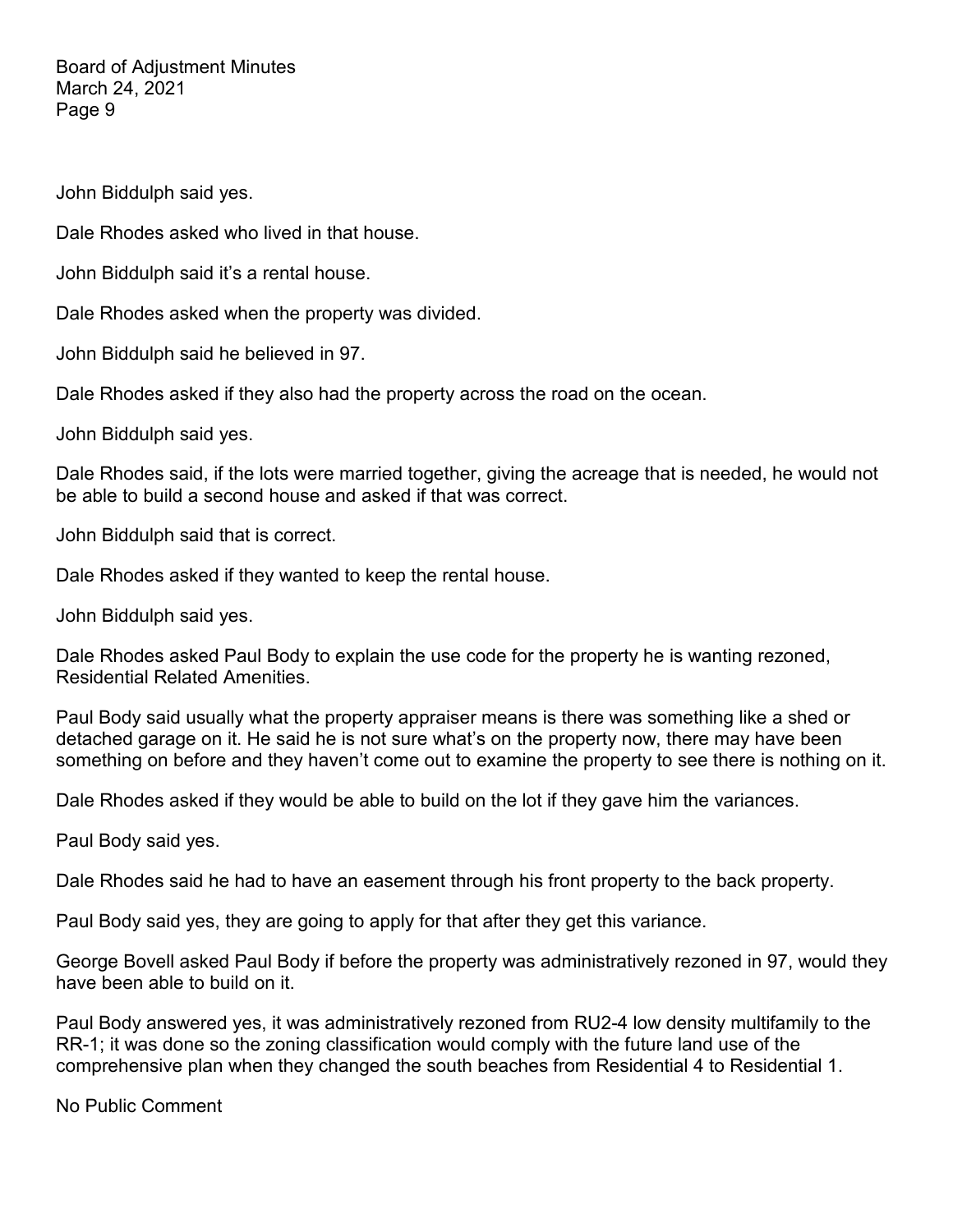John Biddulph said yes.

Dale Rhodes asked who lived in that house.

John Biddulph said it's a rental house.

Dale Rhodes asked when the property was divided.

John Biddulph said he believed in 97.

Dale Rhodes asked if they also had the property across the road on the ocean.

John Biddulph said yes.

Dale Rhodes said, if the lots were married together, giving the acreage that is needed, he would not be able to build a second house and asked if that was correct.

John Biddulph said that is correct.

Dale Rhodes asked if they wanted to keep the rental house.

John Biddulph said yes.

Dale Rhodes asked Paul Body to explain the use code for the property he is wanting rezoned, Residential Related Amenities.

Paul Body said usually what the property appraiser means is there was something like a shed or detached garage on it. He said he is not sure what's on the property now, there may have been something on before and they haven't come out to examine the property to see there is nothing on it.

Dale Rhodes asked if they would be able to build on the lot if they gave him the variances.

Paul Body said yes.

Dale Rhodes said he had to have an easement through his front property to the back property.

Paul Body said yes, they are going to apply for that after they get this variance.

George Bovell asked Paul Body if before the property was administratively rezoned in 97, would they have been able to build on it.

Paul Body answered yes, it was administratively rezoned from RU2-4 low density multifamily to the RR-1; it was done so the zoning classification would comply with the future land use of the comprehensive plan when they changed the south beaches from Residential 4 to Residential 1.

No Public Comment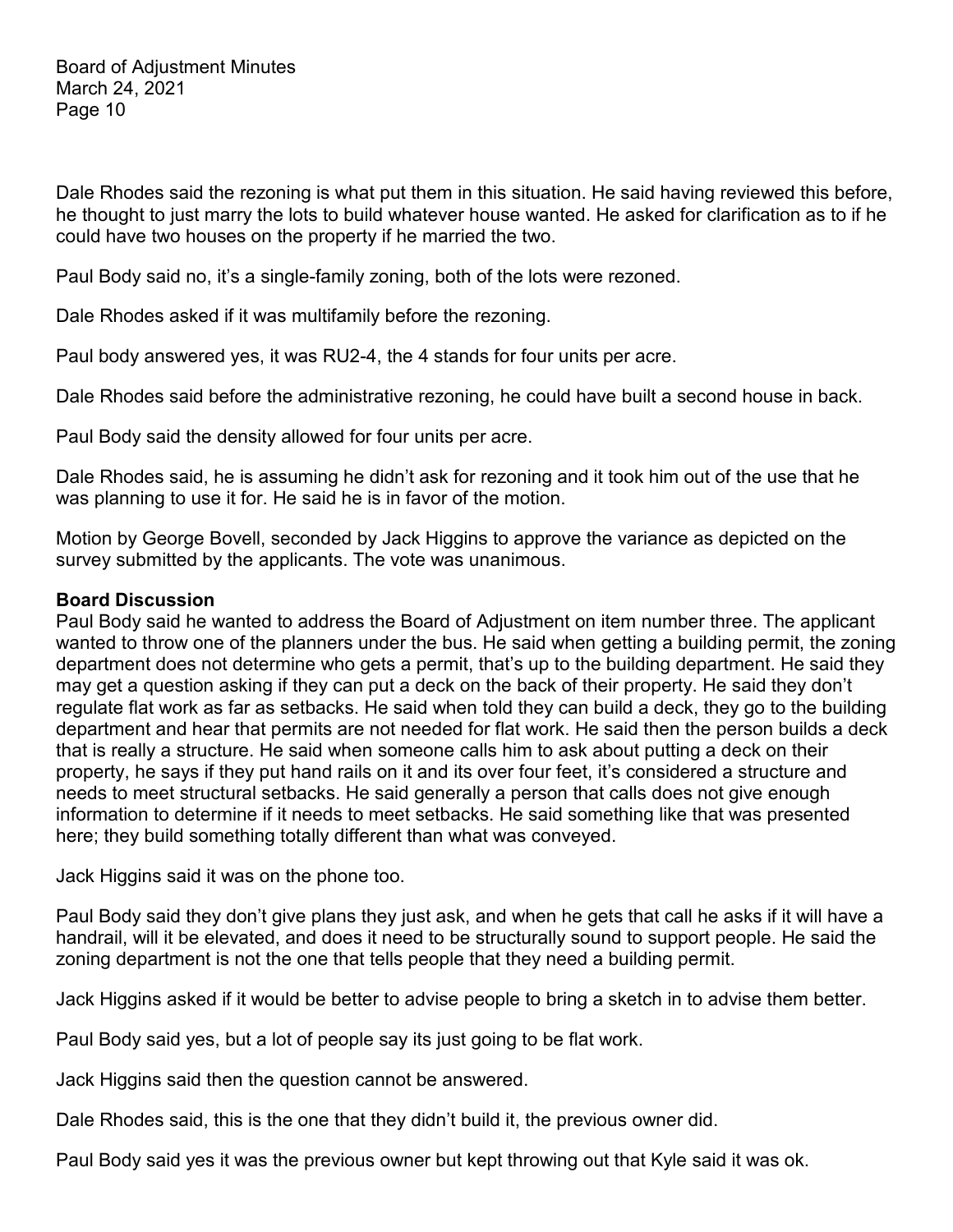Dale Rhodes said the rezoning is what put them in this situation. He said having reviewed this before, he thought to just marry the lots to build whatever house wanted. He asked for clarification as to if he could have two houses on the property if he married the two.

Paul Body said no, it's a single-family zoning, both of the lots were rezoned.

Dale Rhodes asked if it was multifamily before the rezoning.

Paul body answered yes, it was RU2-4, the 4 stands for four units per acre.

Dale Rhodes said before the administrative rezoning, he could have built a second house in back.

Paul Body said the density allowed for four units per acre.

Dale Rhodes said, he is assuming he didn't ask for rezoning and it took him out of the use that he was planning to use it for. He said he is in favor of the motion.

Motion by George Bovell, seconded by Jack Higgins to approve the variance as depicted on the survey submitted by the applicants. The vote was unanimous.

**Board Discussion**

Paul Body said he wanted to address the Board of Adjustment on item number three. The applicant wanted to throw one of the planners under the bus. He said when getting a building permit, the zoning department does not determine who gets a permit, that's up to the building department. He said they may get a question asking if they can put a deck on the back of their property. He said they don't regulate flat work as far as setbacks. He said when told they can build a deck, they go to the building department and hear that permits are not needed for flat work. He said then the person builds a deck that is really a structure. He said when someone calls him to ask about putting a deck on their property, he says if they put hand rails on it and its over four feet, it's considered a structure and needs to meet structural setbacks. He said generally a person that calls does not give enough information to determine if it needs to meet setbacks. He said something like that was presented here; they build something totally different than what was conveyed.

Jack Higgins said it was on the phone too.

Paul Body said they don't give plans they just ask, and when he gets that call he asks if it will have a handrail, will it be elevated, and does it need to be structurally sound to support people. He said the zoning department is not the one that tells people that they need a building permit.

Jack Higgins asked if it would be better to advise people to bring a sketch in to advise them better.

Paul Body said yes, but a lot of people say its just going to be flat work.

Jack Higgins said then the question cannot be answered.

Dale Rhodes said, this is the one that they didn't build it, the previous owner did.

Paul Body said yes it was the previous owner but kept throwing out that Kyle said it was ok.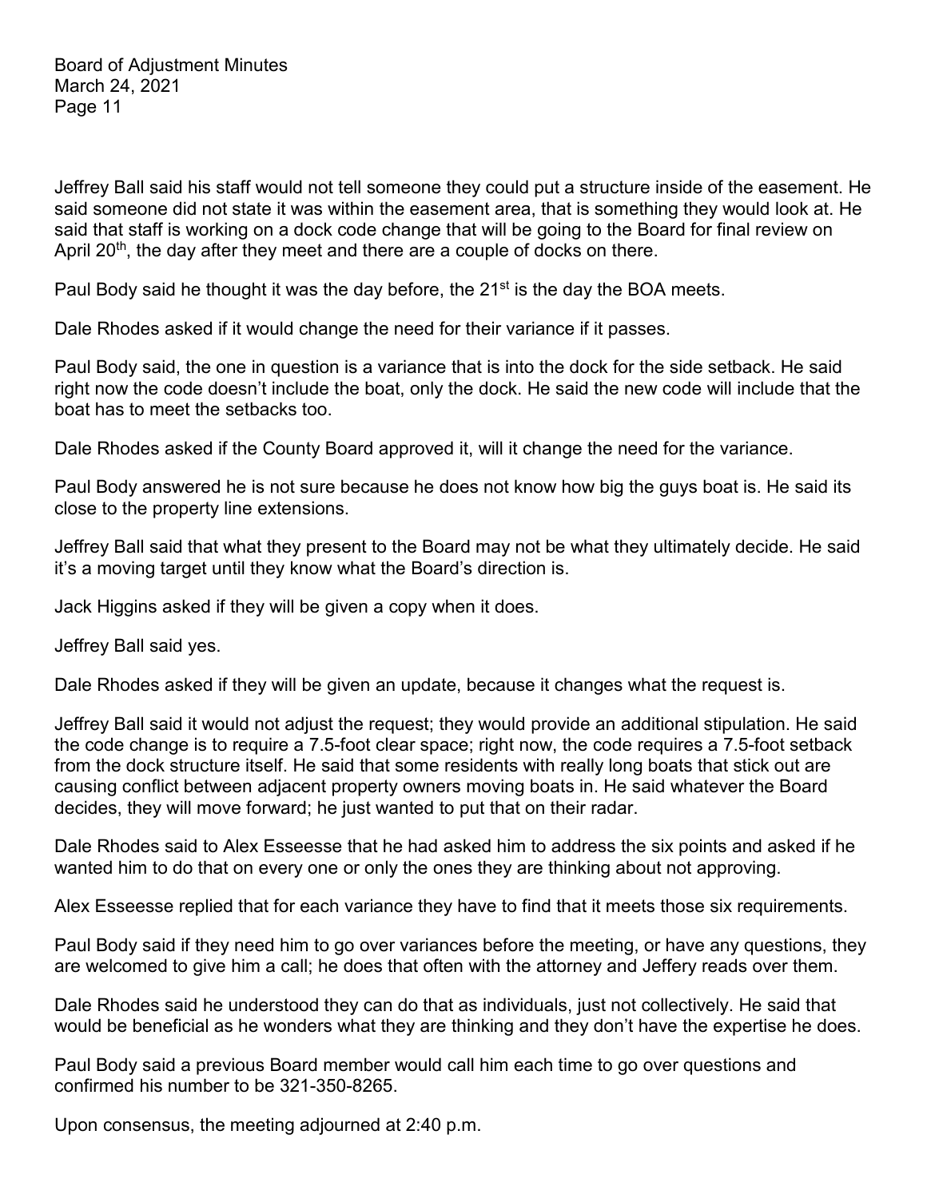Jeffrey Ball said his staff would not tell someone they could put a structure inside of the easement. He said someone did not state it was within the easement area, that is something they would look at. He said that staff is working on a dock code change that will be going to the Board for final review on April 20th, the day after they meet and there are a couple of docks on there.

Paul Body said he thought it was the day before, the 21st is the day the BOA meets.

Dale Rhodes asked if it would change the need for their variance if it passes.

Paul Body said, the one in question is a variance that is into the dock for the side setback. He said right now the code doesn't include the boat, only the dock. He said the new code will include that the boat has to meet the setbacks too.

Dale Rhodes asked if the County Board approved it, will it change the need for the variance.

Paul Body answered he is not sure because he does not know how big the guys boat is. He said its close to the property line extensions.

Jeffrey Ball said that what they present to the Board may not be what they ultimately decide. He said it's a moving target until they know what the Board's direction is.

Jack Higgins asked if they will be given a copy when it does.

Jeffrey Ball said yes.

Dale Rhodes asked if they will be given an update, because it changes what the request is.

Jeffrey Ball said it would not adjust the request; they would provide an additional stipulation. He said the code change is to require a 7.5-foot clear space; right now, the code requires a 7.5-foot setback from the dock structure itself. He said that some residents with really long boats that stick out are causing conflict between adjacent property owners moving boats in. He said whatever the Board decides, they will move forward; he just wanted to put that on their radar.

Dale Rhodes said to Alex Esseesse that he had asked him to address the six points and asked if he wanted him to do that on every one or only the ones they are thinking about not approving.

Alex Esseesse replied that for each variance they have to find that it meets those six requirements.

Paul Body said if they need him to go over variances before the meeting, or have any questions, they are welcomed to give him a call; he does that often with the attorney and Jeffery reads over them.

Dale Rhodes said he understood they can do that as individuals, just not collectively. He said that would be beneficial as he wonders what they are thinking and they don't have the expertise he does.

Paul Body said a previous Board member would call him each time to go over questions and confirmed his number to be 321-350-8265.

Upon consensus, the meeting adjourned at 2:40 p.m.